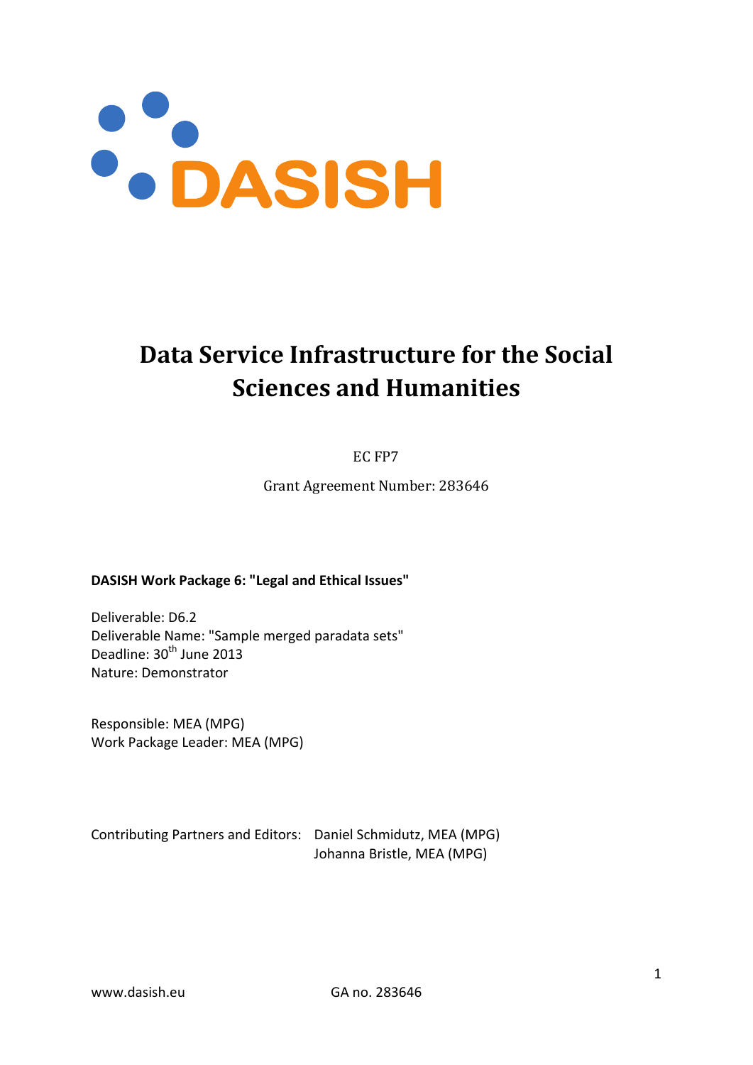DASISH

# Data Service Infrastructure for the Social Sciences and Humanities

EC FP7

Grant Agreement Number: 283646

**DASISH Work Package 6: "Legal and Ethical Issues"**

Deliverable: D6.2
Deliverable Name: "Sample merged paradata sets"
Deadline: 30th June 2013
Nature: Demonstrator

Responsible: MEA (MPG)
Work Package Leader: MEA (MPG)

Contributing Partners and Editors: Daniel Schmidutz, MEA (MPG)
Johanna Bristle, MEA (MPG)

www.dasish.eu GA no. 283646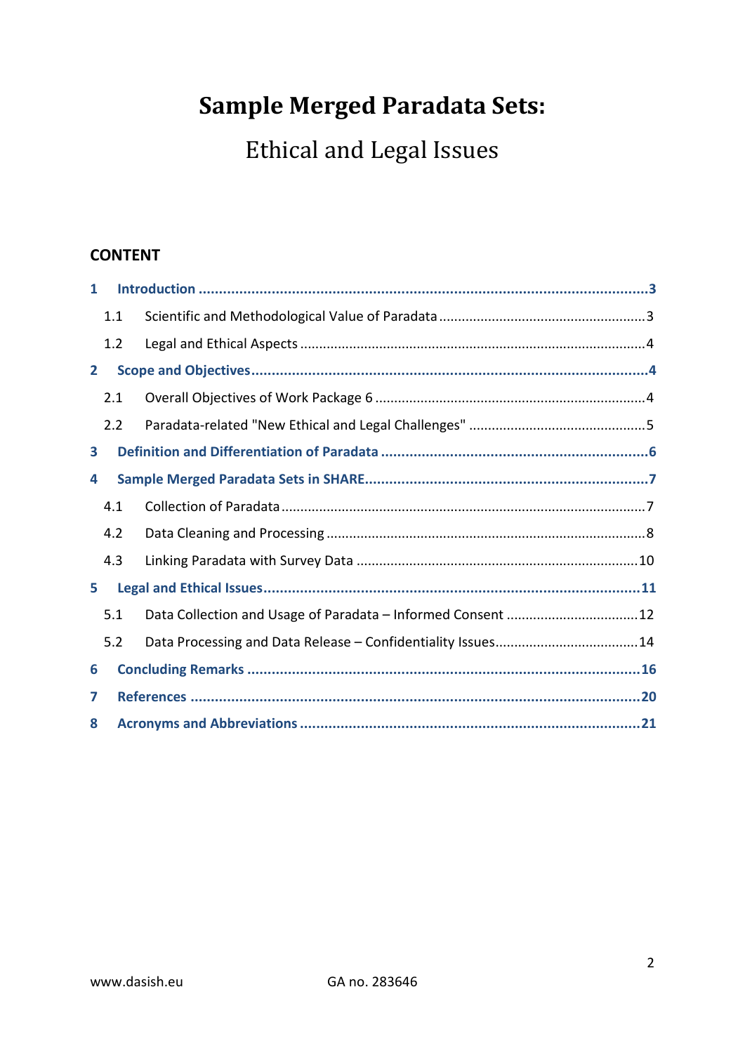# Sample Merged Paradata Sets:

## Ethical and Legal Issues

### CONTENT

1 Introduction ....................................................................................................................3

- 1.1 Scientific and Methodological Value of Paradata ........................................................3
- 1.2 Legal and Ethical Aspects ...........................................................................................4

2 Scope and Objectives ........................................................................................................4

- 2.1 Overall Objectives of Work Package 6 .........................................................................4
- 2.2 Paradata-related "New Ethical and Legal Challenges" .................................................5

3 Definition and Differentiation of Paradata ..........................................................................6

4 Sample Merged Paradata Sets in SHARE ..............................................................................7

- 4.1 Collection of Paradata .................................................................................................7
- 4.2 Data Cleaning and Processing .....................................................................................8
- 4.3 Linking Paradata with Survey Data ...........................................................................10

5 Legal and Ethical Issues ....................................................................................................11

- 5.1 Data Collection and Usage of Paradata – Informed Consent ....................................12
- 5.2 Data Processing and Data Release – Confidentiality Issues.......................................14

6 Concluding Remarks ........................................................................................................16

7 References ......................................................................................................................20

8 Acronyms and Abbreviations ...........................................................................................21

www.dasish.eu GA no. 283646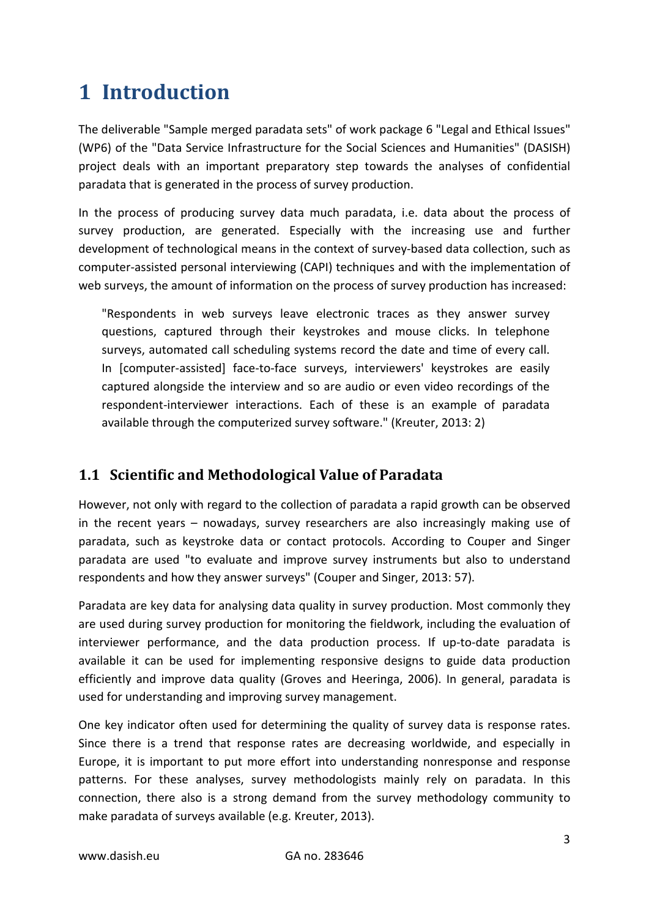# 1 Introduction

The deliverable "Sample merged paradata sets" of work package 6 "Legal and Ethical Issues" (WP6) of the "Data Service Infrastructure for the Social Sciences and Humanities" (DASISH) project deals with an important preparatory step towards the analyses of confidential paradata that is generated in the process of survey production.

In the process of producing survey data much paradata, i.e. data about the process of survey production, are generated. Especially with the increasing use and further development of technological means in the context of survey-based data collection, such as computer-assisted personal interviewing (CAPI) techniques and with the implementation of web surveys, the amount of information on the process of survey production has increased:

> "Respondents in web surveys leave electronic traces as they answer survey questions, captured through their keystrokes and mouse clicks. In telephone surveys, automated call scheduling systems record the date and time of every call. In [computer-assisted] face-to-face surveys, interviewers' keystrokes are easily captured alongside the interview and so are audio or even video recordings of the respondent-interviewer interactions. Each of these is an example of paradata available through the computerized survey software." (Kreuter, 2013: 2)

## 1.1 Scientific and Methodological Value of Paradata

However, not only with regard to the collection of paradata a rapid growth can be observed in the recent years – nowadays, survey researchers are also increasingly making use of paradata, such as keystroke data or contact protocols. According to Couper and Singer paradata are used "to evaluate and improve survey instruments but also to understand respondents and how they answer surveys" (Couper and Singer, 2013: 57).

Paradata are key data for analysing data quality in survey production. Most commonly they are used during survey production for monitoring the fieldwork, including the evaluation of interviewer performance, and the data production process. If up-to-date paradata is available it can be used for implementing responsive designs to guide data production efficiently and improve data quality (Groves and Heeringa, 2006). In general, paradata is used for understanding and improving survey management.

One key indicator often used for determining the quality of survey data is response rates. Since there is a trend that response rates are decreasing worldwide, and especially in Europe, it is important to put more effort into understanding nonresponse and response patterns. For these analyses, survey methodologists mainly rely on paradata. In this connection, there also is a strong demand from the survey methodology community to make paradata of surveys available (e.g. Kreuter, 2013).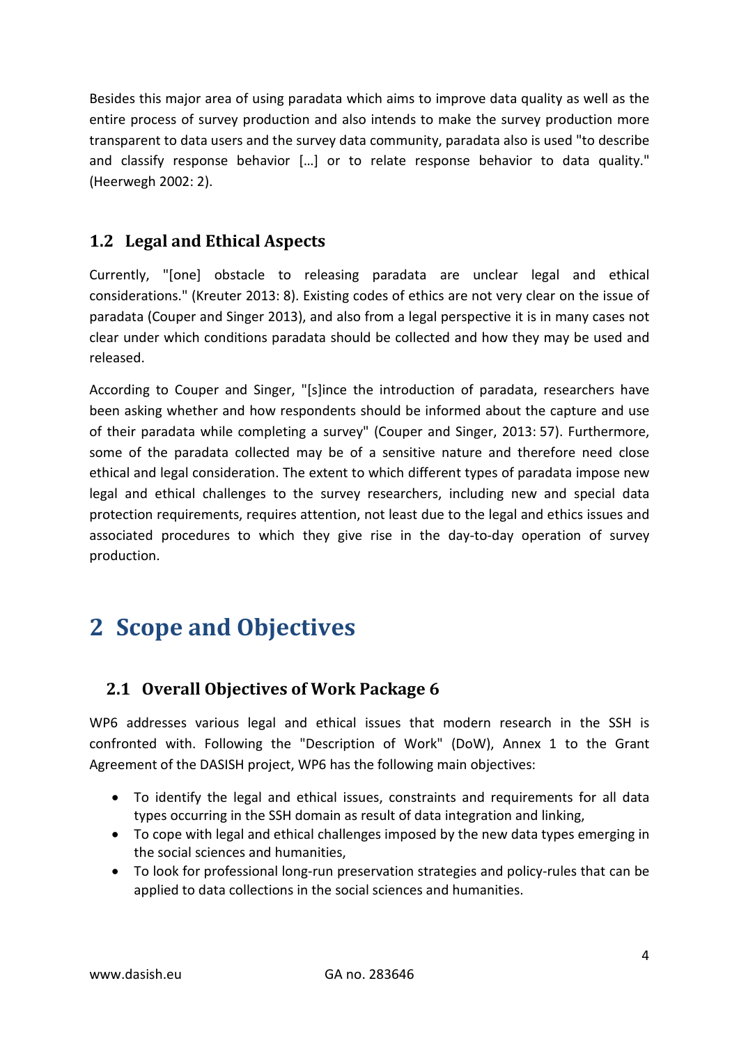Besides this major area of using paradata which aims to improve data quality as well as the entire process of survey production and also intends to make the survey production more transparent to data users and the survey data community, paradata also is used "to describe and classify response behavior […] or to relate response behavior to data quality." (Heerwegh 2002: 2).

### 1.2 Legal and Ethical Aspects

Currently, "[one] obstacle to releasing paradata are unclear legal and ethical considerations." (Kreuter 2013: 8). Existing codes of ethics are not very clear on the issue of paradata (Couper and Singer 2013), and also from a legal perspective it is in many cases not clear under which conditions paradata should be collected and how they may be used and released.

According to Couper and Singer, "[s]ince the introduction of paradata, researchers have been asking whether and how respondents should be informed about the capture and use of their paradata while completing a survey" (Couper and Singer, 2013: 57). Furthermore, some of the paradata collected may be of a sensitive nature and therefore need close ethical and legal consideration. The extent to which different types of paradata impose new legal and ethical challenges to the survey researchers, including new and special data protection requirements, requires attention, not least due to the legal and ethics issues and associated procedures to which they give rise in the day-to-day operation of survey production.

## 2 Scope and Objectives

### 2.1 Overall Objectives of Work Package 6

WP6 addresses various legal and ethical issues that modern research in the SSH is confronted with. Following the "Description of Work" (DoW), Annex 1 to the Grant Agreement of the DASISH project, WP6 has the following main objectives:

- To identify the legal and ethical issues, constraints and requirements for all data types occurring in the SSH domain as result of data integration and linking,
- To cope with legal and ethical challenges imposed by the new data types emerging in the social sciences and humanities,
- To look for professional long-run preservation strategies and policy-rules that can be applied to data collections in the social sciences and humanities.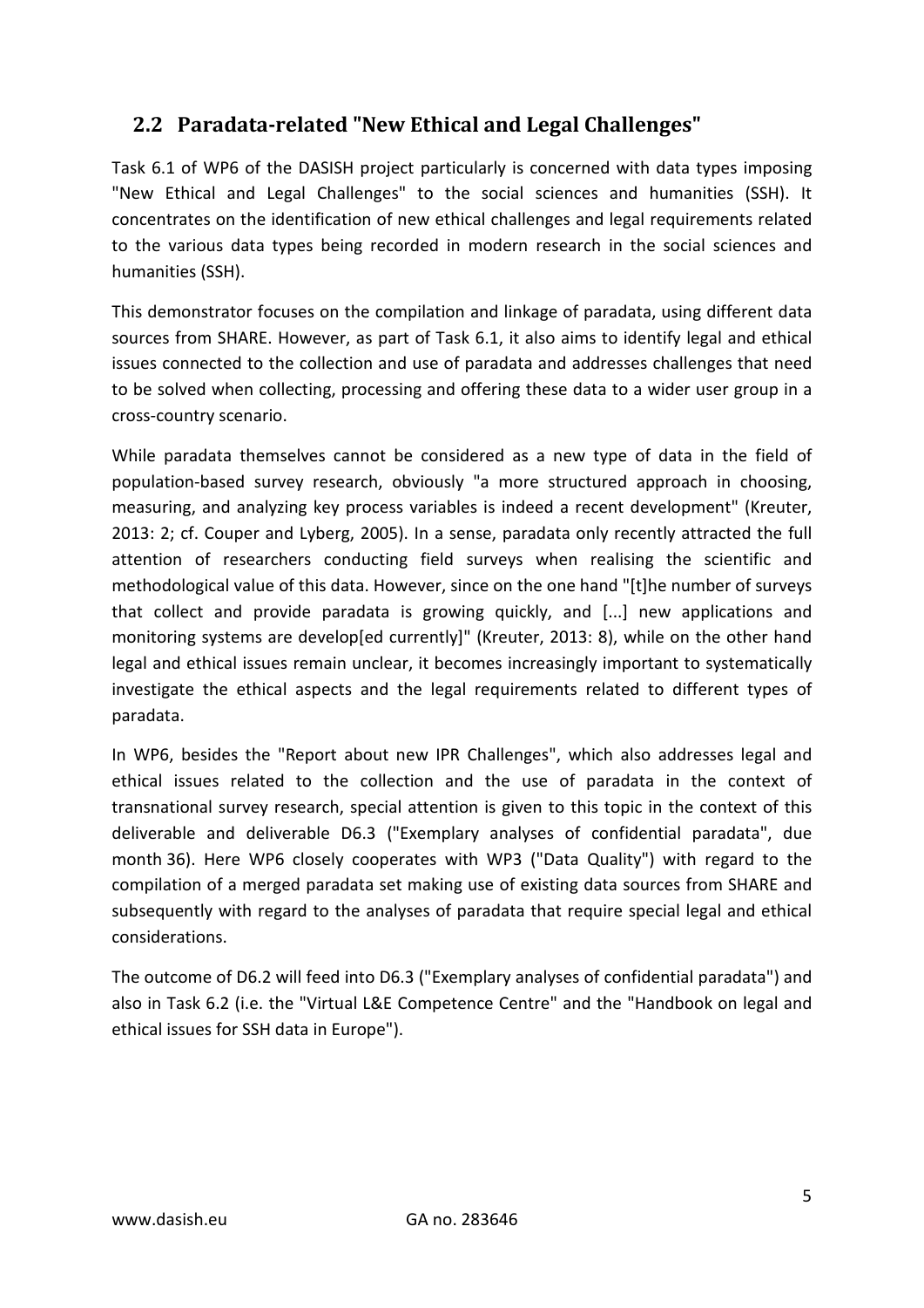## 2.2 Paradata-related "New Ethical and Legal Challenges"

Task 6.1 of WP6 of the DASISH project particularly is concerned with data types imposing "New Ethical and Legal Challenges" to the social sciences and humanities (SSH). It concentrates on the identification of new ethical challenges and legal requirements related to the various data types being recorded in modern research in the social sciences and humanities (SSH).

This demonstrator focuses on the compilation and linkage of paradata, using different data sources from SHARE. However, as part of Task 6.1, it also aims to identify legal and ethical issues connected to the collection and use of paradata and addresses challenges that need to be solved when collecting, processing and offering these data to a wider user group in a cross-country scenario.

While paradata themselves cannot be considered as a new type of data in the field of population-based survey research, obviously "a more structured approach in choosing, measuring, and analyzing key process variables is indeed a recent development" (Kreuter, 2013: 2; cf. Couper and Lyberg, 2005). In a sense, paradata only recently attracted the full attention of researchers conducting field surveys when realising the scientific and methodological value of this data. However, since on the one hand "[t]he number of surveys that collect and provide paradata is growing quickly, and [...] new applications and monitoring systems are develop[ed currently]" (Kreuter, 2013: 8), while on the other hand legal and ethical issues remain unclear, it becomes increasingly important to systematically investigate the ethical aspects and the legal requirements related to different types of paradata.

In WP6, besides the "Report about new IPR Challenges", which also addresses legal and ethical issues related to the collection and the use of paradata in the context of transnational survey research, special attention is given to this topic in the context of this deliverable and deliverable D6.3 ("Exemplary analyses of confidential paradata", due month 36). Here WP6 closely cooperates with WP3 ("Data Quality") with regard to the compilation of a merged paradata set making use of existing data sources from SHARE and subsequently with regard to the analyses of paradata that require special legal and ethical considerations.

The outcome of D6.2 will feed into D6.3 ("Exemplary analyses of confidential paradata") and also in Task 6.2 (i.e. the "Virtual L&E Competence Centre" and the "Handbook on legal and ethical issues for SSH data in Europe").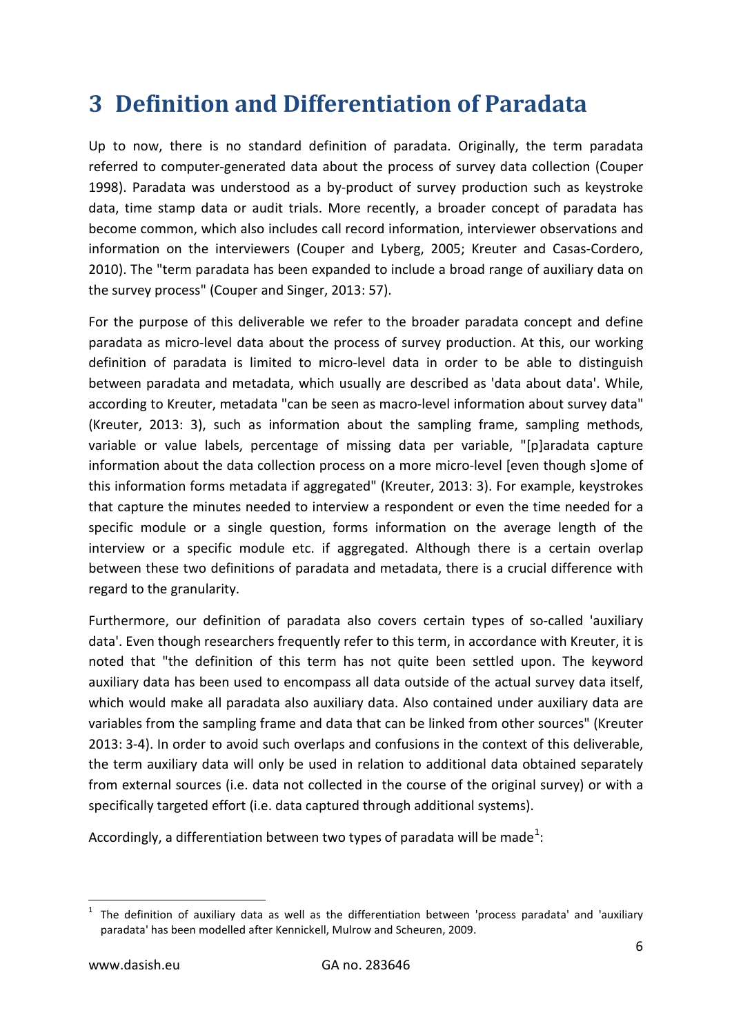# 3 Definition and Differentiation of Paradata

Up to now, there is no standard definition of paradata. Originally, the term paradata referred to computer-generated data about the process of survey data collection (Couper 1998). Paradata was understood as a by-product of survey production such as keystroke data, time stamp data or audit trials. More recently, a broader concept of paradata has become common, which also includes call record information, interviewer observations and information on the interviewers (Couper and Lyberg, 2005; Kreuter and Casas-Cordero, 2010). The "term paradata has been expanded to include a broad range of auxiliary data on the survey process" (Couper and Singer, 2013: 57).

For the purpose of this deliverable we refer to the broader paradata concept and define paradata as micro-level data about the process of survey production. At this, our working definition of paradata is limited to micro-level data in order to be able to distinguish between paradata and metadata, which usually are described as 'data about data'. While, according to Kreuter, metadata "can be seen as macro-level information about survey data" (Kreuter, 2013: 3), such as information about the sampling frame, sampling methods, variable or value labels, percentage of missing data per variable, "[p]aradata capture information about the data collection process on a more micro-level [even though s]ome of this information forms metadata if aggregated" (Kreuter, 2013: 3). For example, keystrokes that capture the minutes needed to interview a respondent or even the time needed for a specific module or a single question, forms information on the average length of the interview or a specific module etc. if aggregated. Although there is a certain overlap between these two definitions of paradata and metadata, there is a crucial difference with regard to the granularity.

Furthermore, our definition of paradata also covers certain types of so-called 'auxiliary data'. Even though researchers frequently refer to this term, in accordance with Kreuter, it is noted that "the definition of this term has not quite been settled upon. The keyword auxiliary data has been used to encompass all data outside of the actual survey data itself, which would make all paradata also auxiliary data. Also contained under auxiliary data are variables from the sampling frame and data that can be linked from other sources" (Kreuter 2013: 3-4). In order to avoid such overlaps and confusions in the context of this deliverable, the term auxiliary data will only be used in relation to additional data obtained separately from external sources (i.e. data not collected in the course of the original survey) or with a specifically targeted effort (i.e. data captured through additional systems).

Accordingly, a differentiation between two types of paradata will be made[1]:

[1] The definition of auxiliary data as well as the differentiation between 'process paradata' and 'auxiliary paradata' has been modelled after Kennickell, Mulrow and Scheuren, 2009.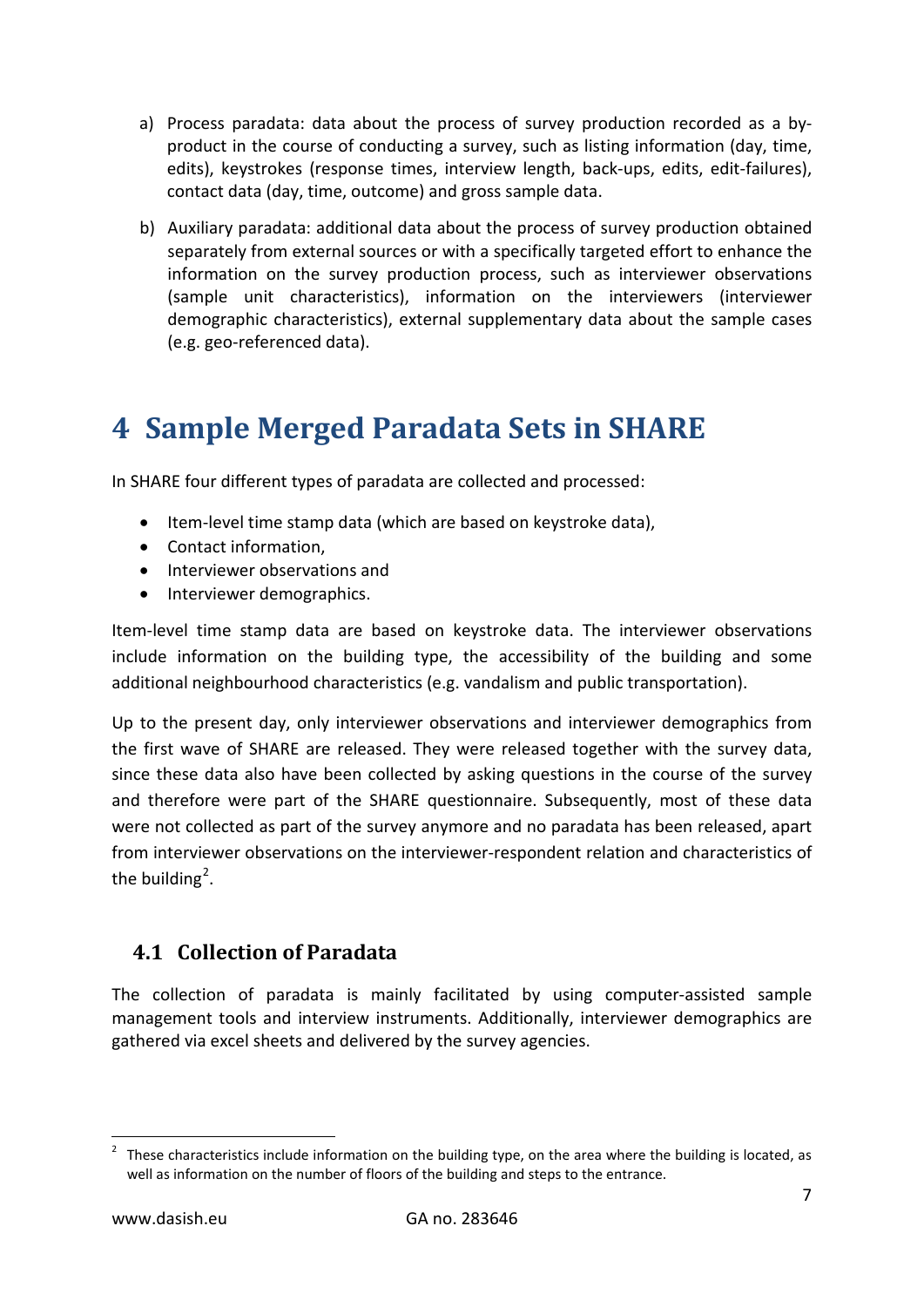a) Process paradata: data about the process of survey production recorded as a by-product in the course of conducting a survey, such as listing information (day, time, edits), keystrokes (response times, interview length, back-ups, edits, edit-failures), contact data (day, time, outcome) and gross sample data.

b) Auxiliary paradata: additional data about the process of survey production obtained separately from external sources or with a specifically targeted effort to enhance the information on the survey production process, such as interviewer observations (sample unit characteristics), information on the interviewers (interviewer demographic characteristics), external supplementary data about the sample cases (e.g. geo-referenced data).

# 4 Sample Merged Paradata Sets in SHARE

In SHARE four different types of paradata are collected and processed:

- Item-level time stamp data (which are based on keystroke data),
- Contact information,
- Interviewer observations and
- Interviewer demographics.

Item-level time stamp data are based on keystroke data. The interviewer observations include information on the building type, the accessibility of the building and some additional neighbourhood characteristics (e.g. vandalism and public transportation).

Up to the present day, only interviewer observations and interviewer demographics from the first wave of SHARE are released. They were released together with the survey data, since these data also have been collected by asking questions in the course of the survey and therefore were part of the SHARE questionnaire. Subsequently, most of these data were not collected as part of the survey anymore and no paradata has been released, apart from interviewer observations on the interviewer-respondent relation and characteristics of the building[2].

## 4.1 Collection of Paradata

The collection of paradata is mainly facilitated by using computer-assisted sample management tools and interview instruments. Additionally, interviewer demographics are gathered via excel sheets and delivered by the survey agencies.

[2] These characteristics include information on the building type, on the area where the building is located, as well as information on the number of floors of the building and steps to the entrance.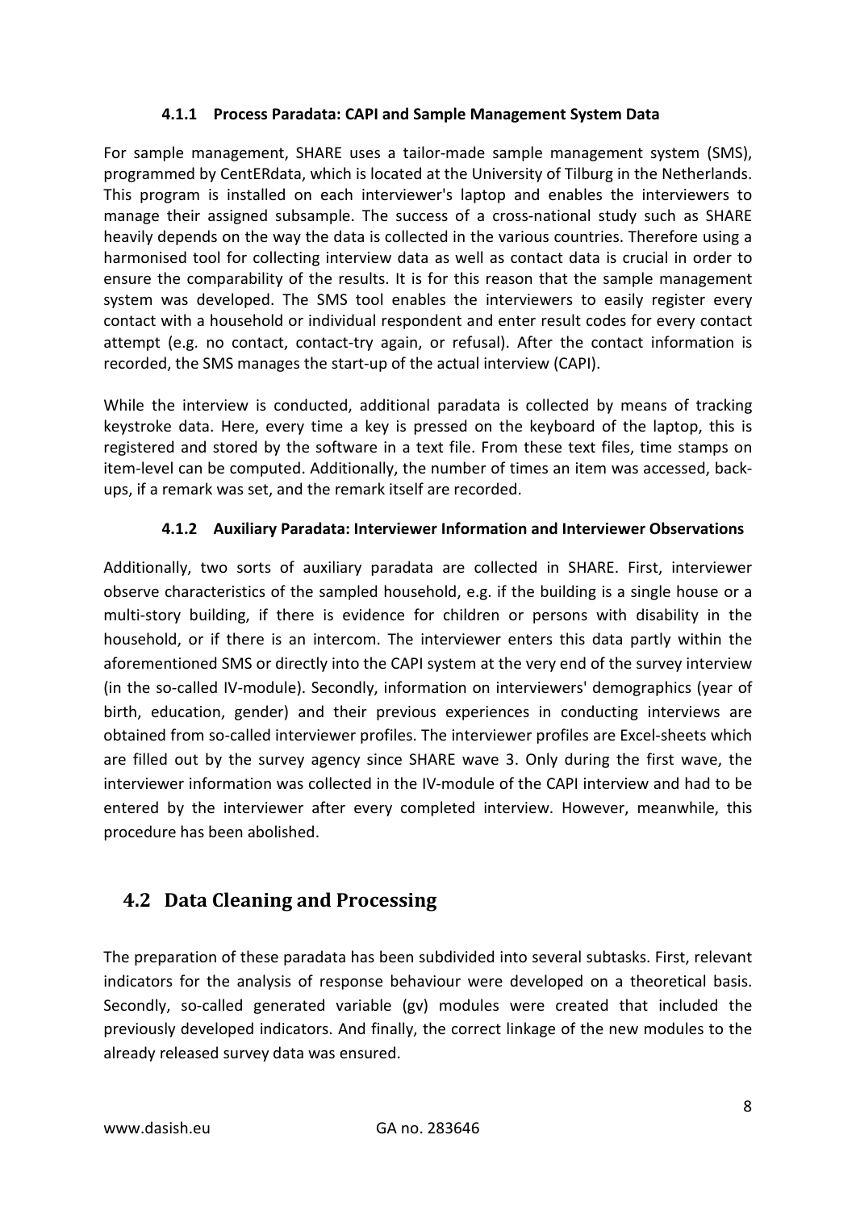#### 4.1.1 Process Paradata: CAPI and Sample Management System Data

For sample management, SHARE uses a tailor-made sample management system (SMS), programmed by CentERdata, which is located at the University of Tilburg in the Netherlands. This program is installed on each interviewer's laptop and enables the interviewers to manage their assigned subsample. The success of a cross-national study such as SHARE heavily depends on the way the data is collected in the various countries. Therefore using a harmonised tool for collecting interview data as well as contact data is crucial in order to ensure the comparability of the results. It is for this reason that the sample management system was developed. The SMS tool enables the interviewers to easily register every contact with a household or individual respondent and enter result codes for every contact attempt (e.g. no contact, contact-try again, or refusal). After the contact information is recorded, the SMS manages the start-up of the actual interview (CAPI).

While the interview is conducted, additional paradata is collected by means of tracking keystroke data. Here, every time a key is pressed on the keyboard of the laptop, this is registered and stored by the software in a text file. From these text files, time stamps on item-level can be computed. Additionally, the number of times an item was accessed, back-ups, if a remark was set, and the remark itself are recorded.

#### 4.1.2 Auxiliary Paradata: Interviewer Information and Interviewer Observations

Additionally, two sorts of auxiliary paradata are collected in SHARE. First, interviewer observe characteristics of the sampled household, e.g. if the building is a single house or a multi-story building, if there is evidence for children or persons with disability in the household, or if there is an intercom. The interviewer enters this data partly within the aforementioned SMS or directly into the CAPI system at the very end of the survey interview (in the so-called IV-module). Secondly, information on interviewers' demographics (year of birth, education, gender) and their previous experiences in conducting interviews are obtained from so-called interviewer profiles. The interviewer profiles are Excel-sheets which are filled out by the survey agency since SHARE wave 3. Only during the first wave, the interviewer information was collected in the IV-module of the CAPI interview and had to be entered by the interviewer after every completed interview. However, meanwhile, this procedure has been abolished.

## 4.2 Data Cleaning and Processing

The preparation of these paradata has been subdivided into several subtasks. First, relevant indicators for the analysis of response behaviour were developed on a theoretical basis. Secondly, so-called generated variable (gv) modules were created that included the previously developed indicators. And finally, the correct linkage of the new modules to the already released survey data was ensured.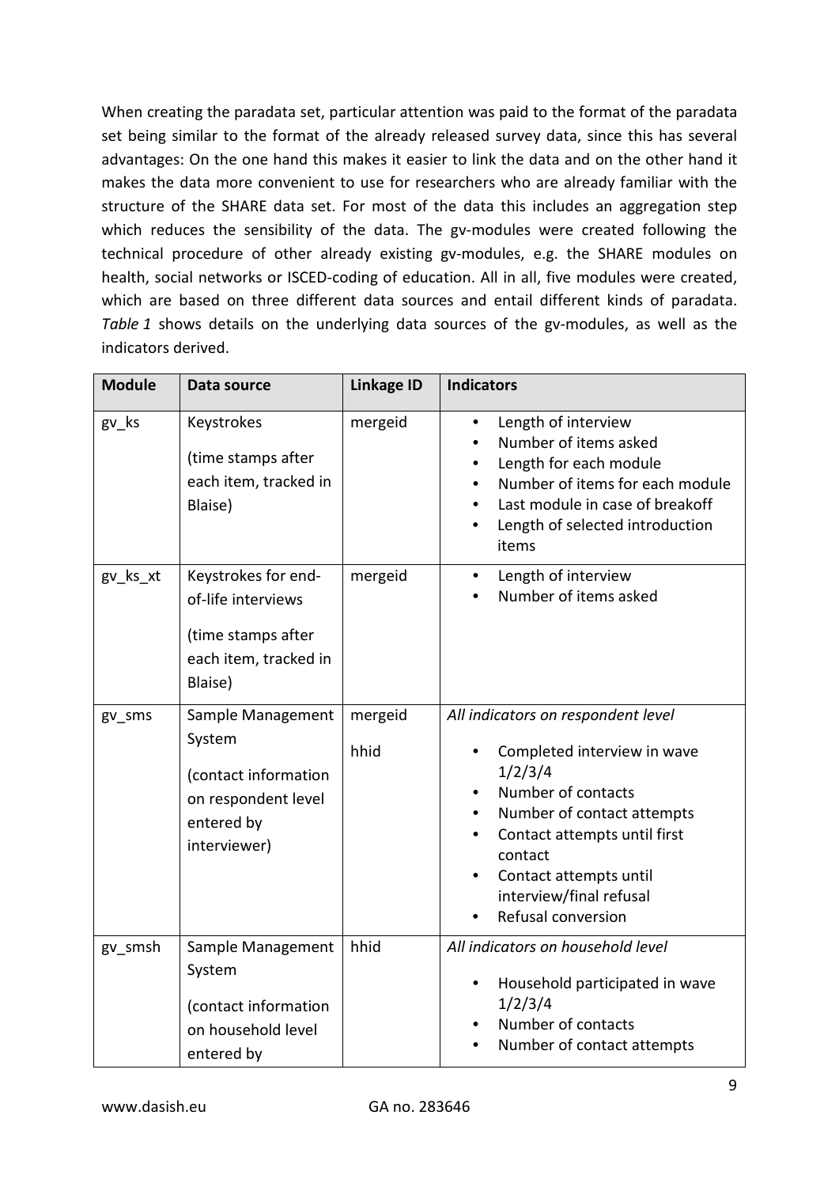When creating the paradata set, particular attention was paid to the format of the paradata set being similar to the format of the already released survey data, since this has several advantages: On the one hand this makes it easier to link the data and on the other hand it makes the data more convenient to use for researchers who are already familiar with the structure of the SHARE data set. For most of the data this includes an aggregation step which reduces the sensibility of the data. The gv-modules were created following the technical procedure of other already existing gv-modules, e.g. the SHARE modules on health, social networks or ISCED-coding of education. All in all, five modules were created, which are based on three different data sources and entail different kinds of paradata. *Table 1* shows details on the underlying data sources of the gv-modules, as well as the indicators derived.

| Module | Data source | Linkage ID | Indicators |
|---|---|---|---|
| gv_ks | Keystrokes<br>(time stamps after each item, tracked in Blaise) | mergeid | • Length of interview<br>• Number of items asked<br>• Length for each module<br>• Number of items for each module<br>• Last module in case of breakoff<br>• Length of selected introduction items |
| gv_ks_xt | Keystrokes for end-of-life interviews<br>(time stamps after each item, tracked in Blaise) | mergeid | • Length of interview<br>• Number of items asked |
| gv_sms | Sample Management System<br>(contact information on respondent level entered by interviewer) | mergeid<br>hhid | *All indicators on respondent level*<br>• Completed interview in wave 1/2/3/4<br>• Number of contacts<br>• Number of contact attempts<br>• Contact attempts until first contact<br>• Contact attempts until interview/final refusal<br>• Refusal conversion |
| gv_smsh | Sample Management System<br>(contact information on household level entered by | hhid | *All indicators on household level*<br>• Household participated in wave 1/2/3/4<br>• Number of contacts<br>• Number of contact attempts |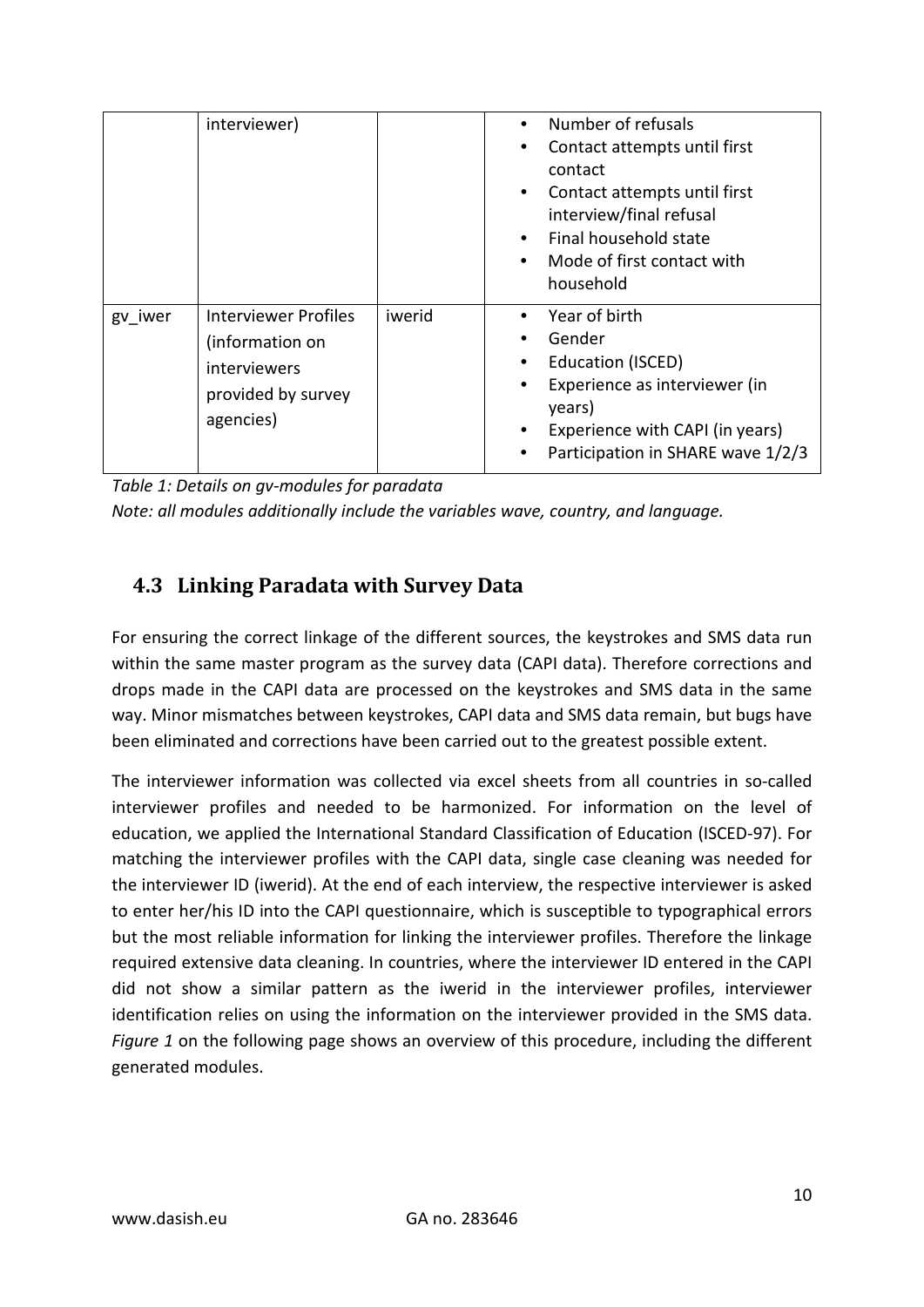| | interviewer) | | • Number of refusals<br>• Contact attempts until first contact<br>• Contact attempts until first interview/final refusal<br>• Final household state<br>• Mode of first contact with household |
|---|---|---|---|
| gv_iwer | Interviewer Profiles (information on interviewers provided by survey agencies) | iwerid | • Year of birth<br>• Gender<br>• Education (ISCED)<br>• Experience as interviewer (in years)<br>• Experience with CAPI (in years)<br>• Participation in SHARE wave 1/2/3 |

*Table 1: Details on gv-modules for paradata*

*Note: all modules additionally include the variables wave, country, and language.*

## 4.3 Linking Paradata with Survey Data

For ensuring the correct linkage of the different sources, the keystrokes and SMS data run within the same master program as the survey data (CAPI data). Therefore corrections and drops made in the CAPI data are processed on the keystrokes and SMS data in the same way. Minor mismatches between keystrokes, CAPI data and SMS data remain, but bugs have been eliminated and corrections have been carried out to the greatest possible extent.

The interviewer information was collected via excel sheets from all countries in so-called interviewer profiles and needed to be harmonized. For information on the level of education, we applied the International Standard Classification of Education (ISCED-97). For matching the interviewer profiles with the CAPI data, single case cleaning was needed for the interviewer ID (iwerid). At the end of each interview, the respective interviewer is asked to enter her/his ID into the CAPI questionnaire, which is susceptible to typographical errors but the most reliable information for linking the interviewer profiles. Therefore the linkage required extensive data cleaning. In countries, where the interviewer ID entered in the CAPI did not show a similar pattern as the iwerid in the interviewer profiles, interviewer identification relies on using the information on the interviewer provided in the SMS data. *Figure 1* on the following page shows an overview of this procedure, including the different generated modules.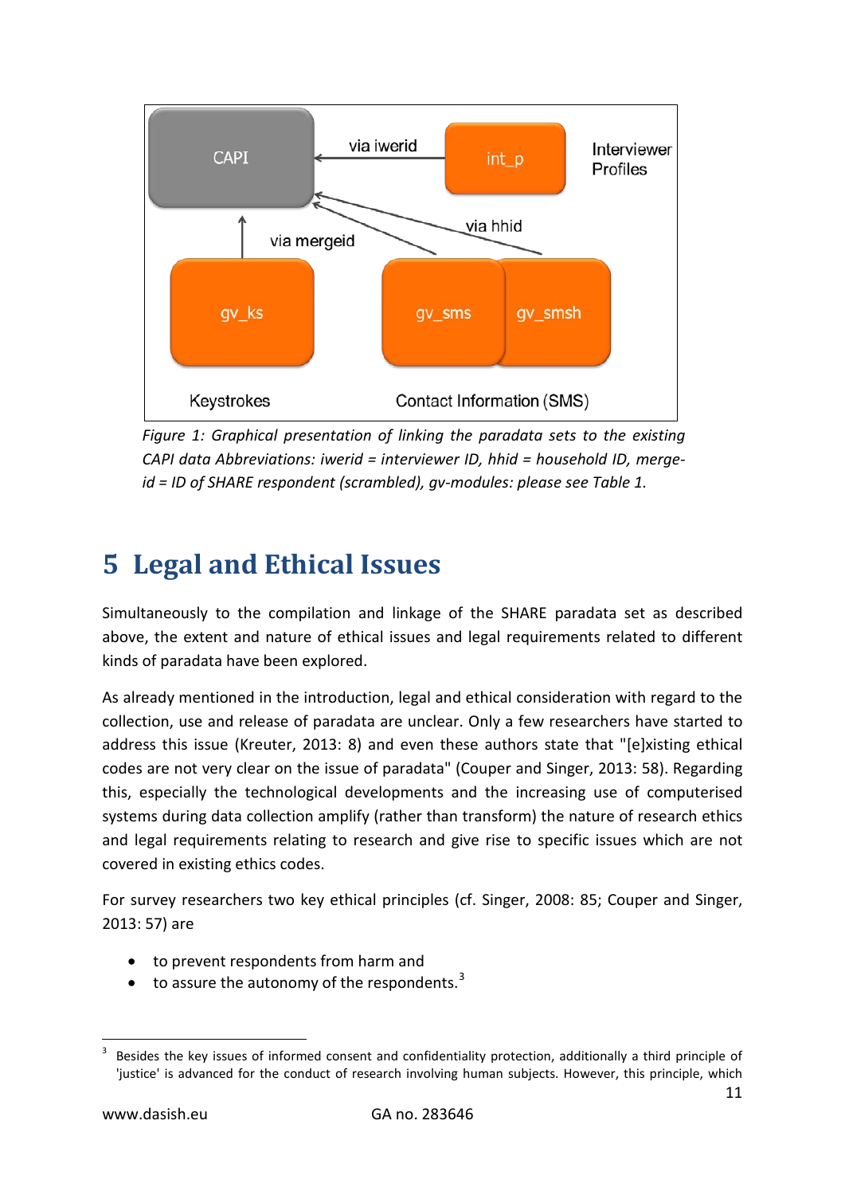Figure 1: *Graphical presentation of linking the paradata sets to the existing CAPI data Abbreviations: iwerid = interviewer ID, hhid = household ID, merge-id = ID of SHARE respondent (scrambled), gv-modules: please see Table 1.*

# 5 Legal and Ethical Issues

Simultaneously to the compilation and linkage of the SHARE paradata set as described above, the extent and nature of ethical issues and legal requirements related to different kinds of paradata have been explored.

As already mentioned in the introduction, legal and ethical consideration with regard to the collection, use and release of paradata are unclear. Only a few researchers have started to address this issue (Kreuter, 2013: 8) and even these authors state that "[e]xisting ethical codes are not very clear on the issue of paradata" (Couper and Singer, 2013: 58). Regarding this, especially the technological developments and the increasing use of computerised systems during data collection amplify (rather than transform) the nature of research ethics and legal requirements relating to research and give rise to specific issues which are not covered in existing ethics codes.

For survey researchers two key ethical principles (cf. Singer, 2008: 85; Couper and Singer, 2013: 57) are

- to prevent respondents from harm and
- to assure the autonomy of the respondents.[3]

[3] Besides the key issues of informed consent and confidentiality protection, additionally a third principle of 'justice' is advanced for the conduct of research involving human subjects. However, this principle, which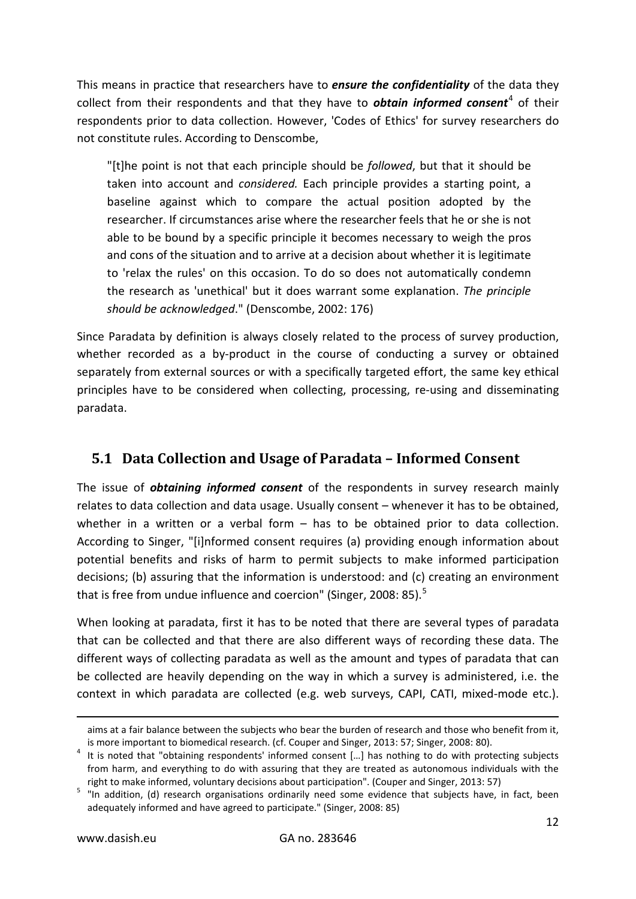This means in practice that researchers have to ***ensure the confidentiality*** of the data they collect from their respondents and that they have to ***obtain informed consent***[4] of their respondents prior to data collection. However, 'Codes of Ethics' for survey researchers do not constitute rules. According to Denscombe,

> "[t]he point is not that each principle should be *followed*, but that it should be taken into account and *considered.* Each principle provides a starting point, a baseline against which to compare the actual position adopted by the researcher. If circumstances arise where the researcher feels that he or she is not able to be bound by a specific principle it becomes necessary to weigh the pros and cons of the situation and to arrive at a decision about whether it is legitimate to 'relax the rules' on this occasion. To do so does not automatically condemn the research as 'unethical' but it does warrant some explanation. *The principle should be acknowledged*." (Denscombe, 2002: 176)

Since Paradata by definition is always closely related to the process of survey production, whether recorded as a by-product in the course of conducting a survey or obtained separately from external sources or with a specifically targeted effort, the same key ethical principles have to be considered when collecting, processing, re-using and disseminating paradata.

## 5.1 Data Collection and Usage of Paradata – Informed Consent

The issue of ***obtaining informed consent*** of the respondents in survey research mainly relates to data collection and data usage. Usually consent – whenever it has to be obtained, whether in a written or a verbal form – has to be obtained prior to data collection. According to Singer, "[i]nformed consent requires (a) providing enough information about potential benefits and risks of harm to permit subjects to make informed participation decisions; (b) assuring that the information is understood: and (c) creating an environment that is free from undue influence and coercion" (Singer, 2008: 85).[5]

When looking at paradata, first it has to be noted that there are several types of paradata that can be collected and that there are also different ways of recording these data. The different ways of collecting paradata as well as the amount and types of paradata that can be collected are heavily depending on the way in which a survey is administered, i.e. the context in which paradata are collected (e.g. web surveys, CAPI, CATI, mixed-mode etc.).

---

aims at a fair balance between the subjects who bear the burden of research and those who benefit from it, is more important to biomedical research. (cf. Couper and Singer, 2013: 57; Singer, 2008: 80).

[4] It is noted that "obtaining respondents' informed consent […] has nothing to do with protecting subjects from harm, and everything to do with assuring that they are treated as autonomous individuals with the right to make informed, voluntary decisions about participation". (Couper and Singer, 2013: 57)

[5] "In addition, (d) research organisations ordinarily need some evidence that subjects have, in fact, been adequately informed and have agreed to participate." (Singer, 2008: 85)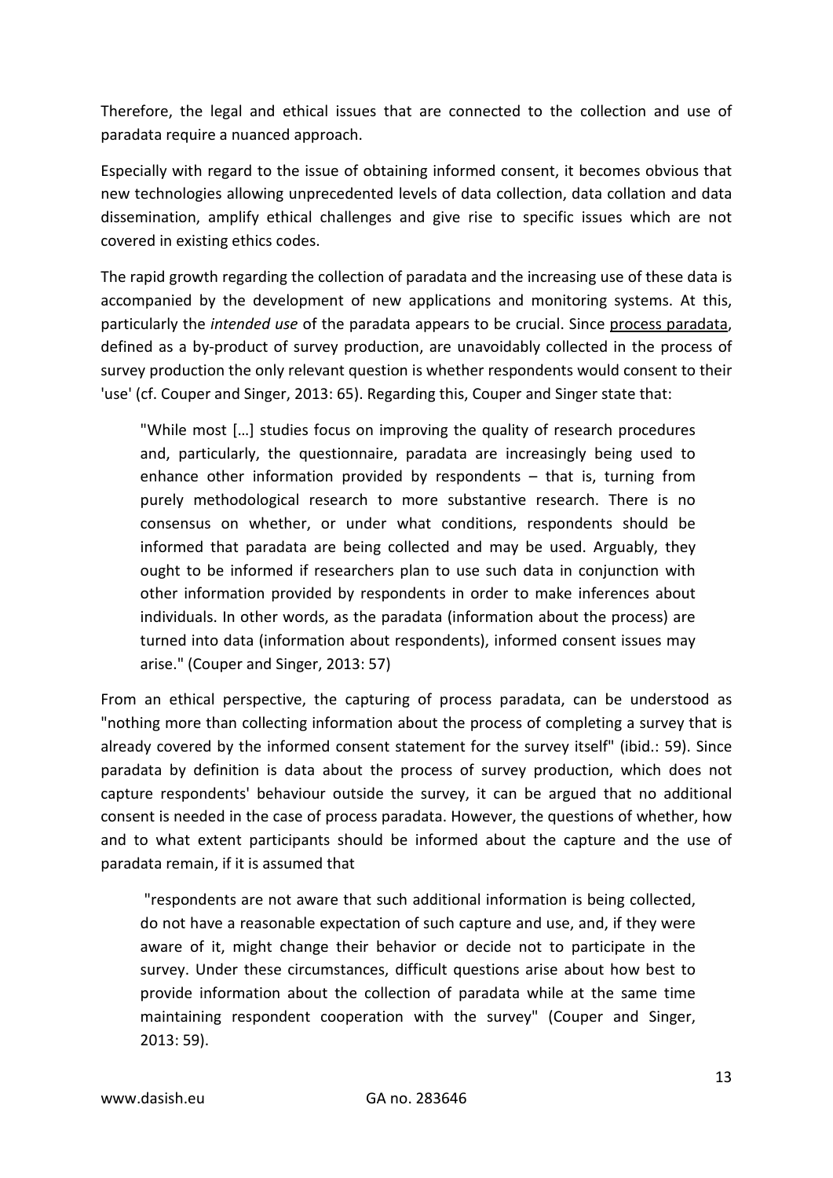Therefore, the legal and ethical issues that are connected to the collection and use of paradata require a nuanced approach.

Especially with regard to the issue of obtaining informed consent, it becomes obvious that new technologies allowing unprecedented levels of data collection, data collation and data dissemination, amplify ethical challenges and give rise to specific issues which are not covered in existing ethics codes.

The rapid growth regarding the collection of paradata and the increasing use of these data is accompanied by the development of new applications and monitoring systems. At this, particularly the *intended use* of the paradata appears to be crucial. Since process paradata, defined as a by-product of survey production, are unavoidably collected in the process of survey production the only relevant question is whether respondents would consent to their 'use' (cf. Couper and Singer, 2013: 65). Regarding this, Couper and Singer state that:

> "While most […] studies focus on improving the quality of research procedures and, particularly, the questionnaire, paradata are increasingly being used to enhance other information provided by respondents – that is, turning from purely methodological research to more substantive research. There is no consensus on whether, or under what conditions, respondents should be informed that paradata are being collected and may be used. Arguably, they ought to be informed if researchers plan to use such data in conjunction with other information provided by respondents in order to make inferences about individuals. In other words, as the paradata (information about the process) are turned into data (information about respondents), informed consent issues may arise." (Couper and Singer, 2013: 57)

From an ethical perspective, the capturing of process paradata, can be understood as "nothing more than collecting information about the process of completing a survey that is already covered by the informed consent statement for the survey itself" (ibid.: 59). Since paradata by definition is data about the process of survey production, which does not capture respondents' behaviour outside the survey, it can be argued that no additional consent is needed in the case of process paradata. However, the questions of whether, how and to what extent participants should be informed about the capture and the use of paradata remain, if it is assumed that

> "respondents are not aware that such additional information is being collected, do not have a reasonable expectation of such capture and use, and, if they were aware of it, might change their behavior or decide not to participate in the survey. Under these circumstances, difficult questions arise about how best to provide information about the collection of paradata while at the same time maintaining respondent cooperation with the survey" (Couper and Singer, 2013: 59).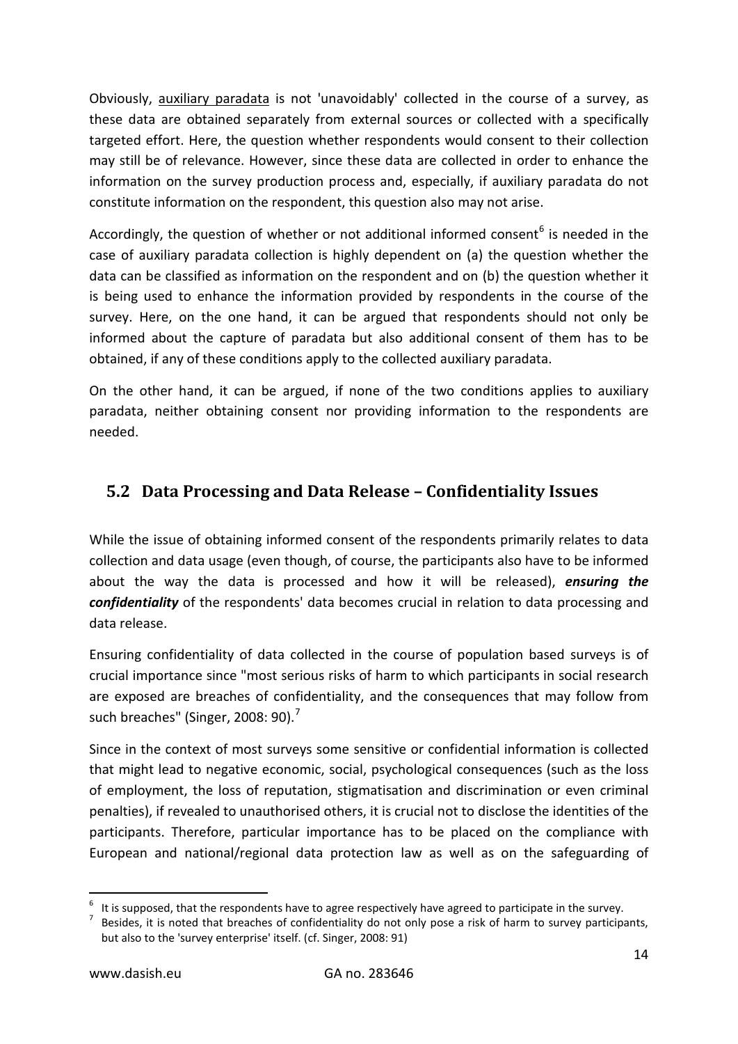Obviously, auxiliary paradata is not 'unavoidably' collected in the course of a survey, as these data are obtained separately from external sources or collected with a specifically targeted effort. Here, the question whether respondents would consent to their collection may still be of relevance. However, since these data are collected in order to enhance the information on the survey production process and, especially, if auxiliary paradata do not constitute information on the respondent, this question also may not arise.

Accordingly, the question of whether or not additional informed consent[6] is needed in the case of auxiliary paradata collection is highly dependent on (a) the question whether the data can be classified as information on the respondent and on (b) the question whether it is being used to enhance the information provided by respondents in the course of the survey. Here, on the one hand, it can be argued that respondents should not only be informed about the capture of paradata but also additional consent of them has to be obtained, if any of these conditions apply to the collected auxiliary paradata.

On the other hand, it can be argued, if none of the two conditions applies to auxiliary paradata, neither obtaining consent nor providing information to the respondents are needed.

## 5.2 Data Processing and Data Release – Confidentiality Issues

While the issue of obtaining informed consent of the respondents primarily relates to data collection and data usage (even though, of course, the participants also have to be informed about the way the data is processed and how it will be released), ***ensuring the confidentiality*** of the respondents' data becomes crucial in relation to data processing and data release.

Ensuring confidentiality of data collected in the course of population based surveys is of crucial importance since "most serious risks of harm to which participants in social research are exposed are breaches of confidentiality, and the consequences that may follow from such breaches" (Singer, 2008: 90).[7]

Since in the context of most surveys some sensitive or confidential information is collected that might lead to negative economic, social, psychological consequences (such as the loss of employment, the loss of reputation, stigmatisation and discrimination or even criminal penalties), if revealed to unauthorised others, it is crucial not to disclose the identities of the participants. Therefore, particular importance has to be placed on the compliance with European and national/regional data protection law as well as on the safeguarding of

---

[6] It is supposed, that the respondents have to agree respectively have agreed to participate in the survey.

[7] Besides, it is noted that breaches of confidentiality do not only pose a risk of harm to survey participants, but also to the 'survey enterprise' itself. (cf. Singer, 2008: 91)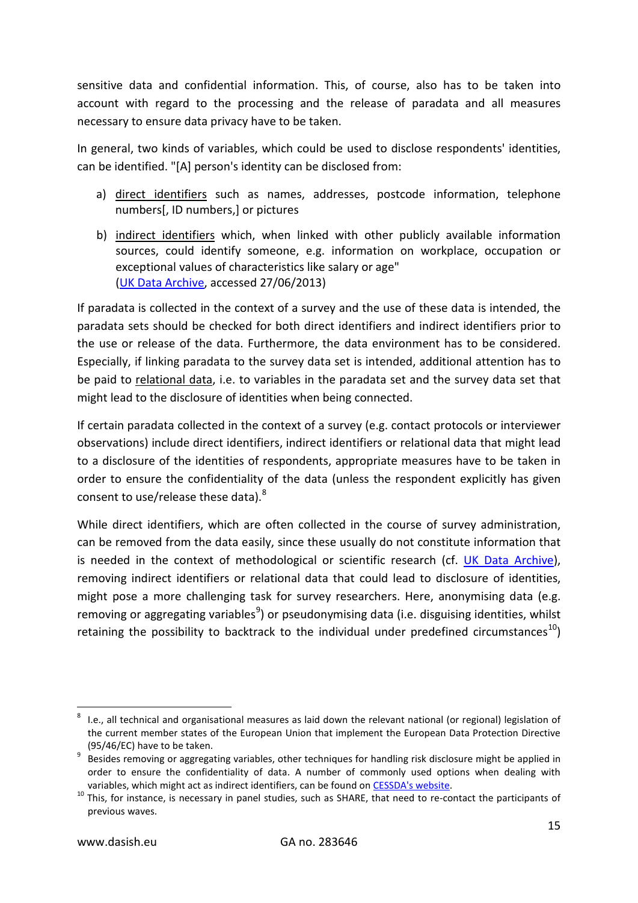sensitive data and confidential information. This, of course, also has to be taken into account with regard to the processing and the release of paradata and all measures necessary to ensure data privacy have to be taken.

In general, two kinds of variables, which could be used to disclose respondents' identities, can be identified. "[A] person's identity can be disclosed from:

a) direct identifiers such as names, addresses, postcode information, telephone numbers[, ID numbers,] or pictures
b) indirect identifiers which, when linked with other publicly available information sources, could identify someone, e.g. information on workplace, occupation or exceptional values of characteristics like salary or age" (UK Data Archive, accessed 27/06/2013)

If paradata is collected in the context of a survey and the use of these data is intended, the paradata sets should be checked for both direct identifiers and indirect identifiers prior to the use or release of the data. Furthermore, the data environment has to be considered. Especially, if linking paradata to the survey data set is intended, additional attention has to be paid to relational data, i.e. to variables in the paradata set and the survey data set that might lead to the disclosure of identities when being connected.

If certain paradata collected in the context of a survey (e.g. contact protocols or interviewer observations) include direct identifiers, indirect identifiers or relational data that might lead to a disclosure of the identities of respondents, appropriate measures have to be taken in order to ensure the confidentiality of the data (unless the respondent explicitly has given consent to use/release these data).[8]

While direct identifiers, which are often collected in the course of survey administration, can be removed from the data easily, since these usually do not constitute information that is needed in the context of methodological or scientific research (cf. UK Data Archive), removing indirect identifiers or relational data that could lead to disclosure of identities, might pose a more challenging task for survey researchers. Here, anonymising data (e.g. removing or aggregating variables[9]) or pseudonymising data (i.e. disguising identities, whilst retaining the possibility to backtrack to the individual under predefined circumstances[10])

---

[8] I.e., all technical and organisational measures as laid down the relevant national (or regional) legislation of the current member states of the European Union that implement the European Data Protection Directive (95/46/EC) have to be taken.

[9] Besides removing or aggregating variables, other techniques for handling risk disclosure might be applied in order to ensure the confidentiality of data. A number of commonly used options when dealing with variables, which might act as indirect identifiers, can be found on CESSDA's website.

[10] This, for instance, is necessary in panel studies, such as SHARE, that need to re-contact the participants of previous waves.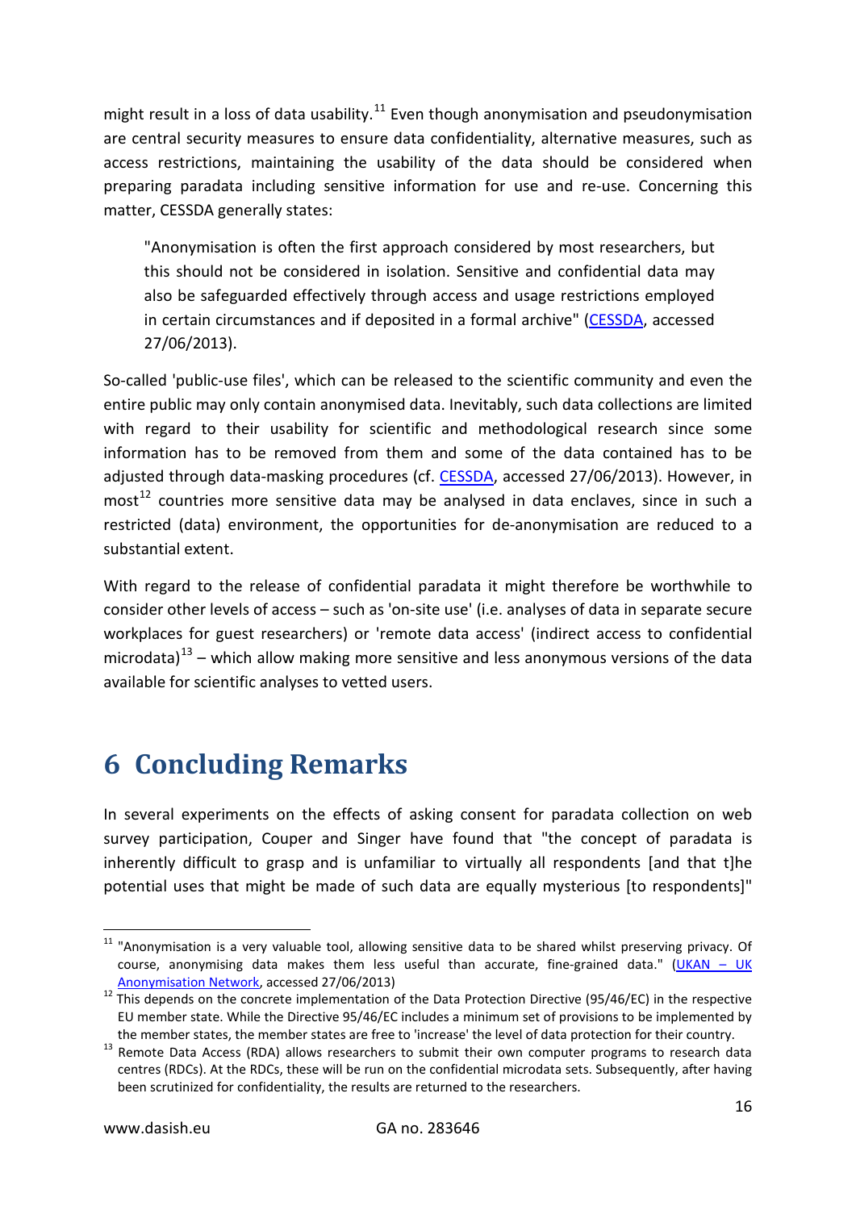might result in a loss of data usability.[11] Even though anonymisation and pseudonymisation are central security measures to ensure data confidentiality, alternative measures, such as access restrictions, maintaining the usability of the data should be considered when preparing paradata including sensitive information for use and re-use. Concerning this matter, CESSDA generally states:

> "Anonymisation is often the first approach considered by most researchers, but this should not be considered in isolation. Sensitive and confidential data may also be safeguarded effectively through access and usage restrictions employed in certain circumstances and if deposited in a formal archive" (CESSDA, accessed 27/06/2013).

So-called 'public-use files', which can be released to the scientific community and even the entire public may only contain anonymised data. Inevitably, such data collections are limited with regard to their usability for scientific and methodological research since some information has to be removed from them and some of the data contained has to be adjusted through data-masking procedures (cf. CESSDA, accessed 27/06/2013). However, in most[12] countries more sensitive data may be analysed in data enclaves, since in such a restricted (data) environment, the opportunities for de-anonymisation are reduced to a substantial extent.

With regard to the release of confidential paradata it might therefore be worthwhile to consider other levels of access – such as 'on-site use' (i.e. analyses of data in separate secure workplaces for guest researchers) or 'remote data access' (indirect access to confidential microdata)[13] – which allow making more sensitive and less anonymous versions of the data available for scientific analyses to vetted users.

# 6 Concluding Remarks

In several experiments on the effects of asking consent for paradata collection on web survey participation, Couper and Singer have found that "the concept of paradata is inherently difficult to grasp and is unfamiliar to virtually all respondents [and that t]he potential uses that might be made of such data are equally mysterious [to respondents]"

---

[11] "Anonymisation is a very valuable tool, allowing sensitive data to be shared whilst preserving privacy. Of course, anonymising data makes them less useful than accurate, fine-grained data." (UKAN – UK Anonymisation Network, accessed 27/06/2013)

[12] This depends on the concrete implementation of the Data Protection Directive (95/46/EC) in the respective EU member state. While the Directive 95/46/EC includes a minimum set of provisions to be implemented by the member states, the member states are free to 'increase' the level of data protection for their country.

[13] Remote Data Access (RDA) allows researchers to submit their own computer programs to research data centres (RDCs). At the RDCs, these will be run on the confidential microdata sets. Subsequently, after having been scrutinized for confidentiality, the results are returned to the researchers.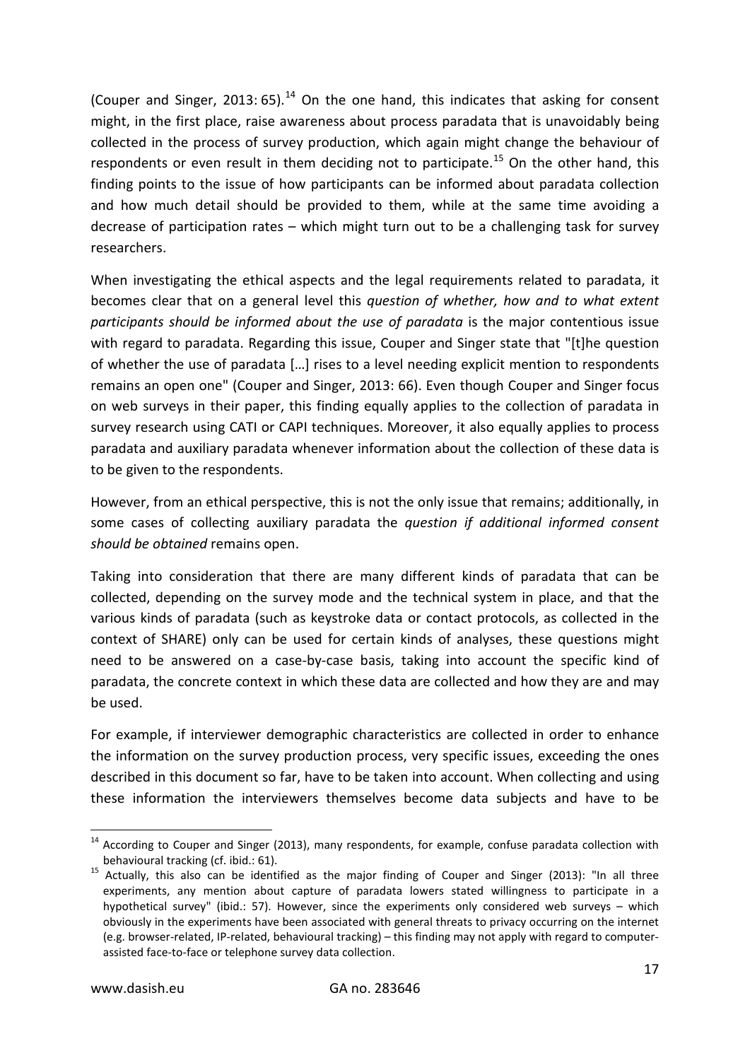(Couper and Singer, 2013: 65).[14] On the one hand, this indicates that asking for consent might, in the first place, raise awareness about process paradata that is unavoidably being collected in the process of survey production, which again might change the behaviour of respondents or even result in them deciding not to participate.[15] On the other hand, this finding points to the issue of how participants can be informed about paradata collection and how much detail should be provided to them, while at the same time avoiding a decrease of participation rates – which might turn out to be a challenging task for survey researchers.

When investigating the ethical aspects and the legal requirements related to paradata, it becomes clear that on a general level this *question of whether, how and to what extent participants should be informed about the use of paradata* is the major contentious issue with regard to paradata. Regarding this issue, Couper and Singer state that "[t]he question of whether the use of paradata […] rises to a level needing explicit mention to respondents remains an open one" (Couper and Singer, 2013: 66). Even though Couper and Singer focus on web surveys in their paper, this finding equally applies to the collection of paradata in survey research using CATI or CAPI techniques. Moreover, it also equally applies to process paradata and auxiliary paradata whenever information about the collection of these data is to be given to the respondents.

However, from an ethical perspective, this is not the only issue that remains; additionally, in some cases of collecting auxiliary paradata the *question if additional informed consent should be obtained* remains open.

Taking into consideration that there are many different kinds of paradata that can be collected, depending on the survey mode and the technical system in place, and that the various kinds of paradata (such as keystroke data or contact protocols, as collected in the context of SHARE) only can be used for certain kinds of analyses, these questions might need to be answered on a case-by-case basis, taking into account the specific kind of paradata, the concrete context in which these data are collected and how they are and may be used.

For example, if interviewer demographic characteristics are collected in order to enhance the information on the survey production process, very specific issues, exceeding the ones described in this document so far, have to be taken into account. When collecting and using these information the interviewers themselves become data subjects and have to be

---

[14] According to Couper and Singer (2013), many respondents, for example, confuse paradata collection with behavioural tracking (cf. ibid.: 61).

[15] Actually, this also can be identified as the major finding of Couper and Singer (2013): "In all three experiments, any mention about capture of paradata lowers stated willingness to participate in a hypothetical survey" (ibid.: 57). However, since the experiments only considered web surveys – which obviously in the experiments have been associated with general threats to privacy occurring on the internet (e.g. browser-related, IP-related, behavioural tracking) – this finding may not apply with regard to computer-assisted face-to-face or telephone survey data collection.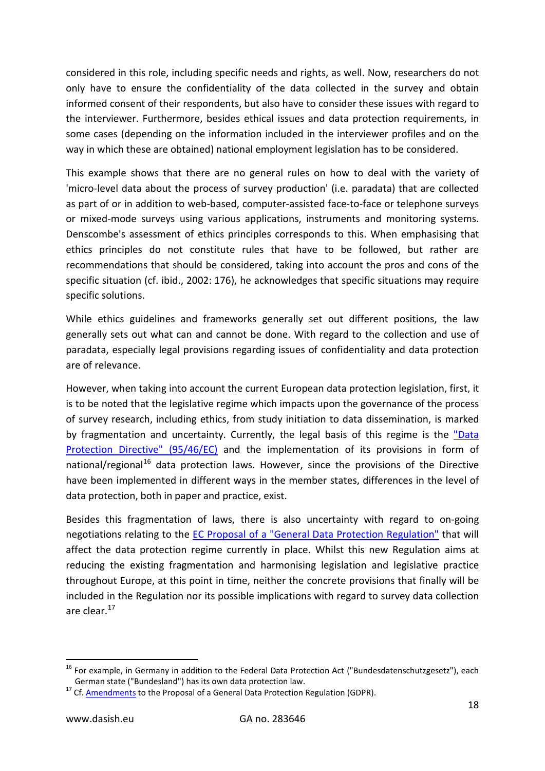considered in this role, including specific needs and rights, as well. Now, researchers do not only have to ensure the confidentiality of the data collected in the survey and obtain informed consent of their respondents, but also have to consider these issues with regard to the interviewer. Furthermore, besides ethical issues and data protection requirements, in some cases (depending on the information included in the interviewer profiles and on the way in which these are obtained) national employment legislation has to be considered.

This example shows that there are no general rules on how to deal with the variety of 'micro-level data about the process of survey production' (i.e. paradata) that are collected as part of or in addition to web-based, computer-assisted face-to-face or telephone surveys or mixed-mode surveys using various applications, instruments and monitoring systems. Denscombe's assessment of ethics principles corresponds to this. When emphasising that ethics principles do not constitute rules that have to be followed, but rather are recommendations that should be considered, taking into account the pros and cons of the specific situation (cf. ibid., 2002: 176), he acknowledges that specific situations may require specific solutions.

While ethics guidelines and frameworks generally set out different positions, the law generally sets out what can and cannot be done. With regard to the collection and use of paradata, especially legal provisions regarding issues of confidentiality and data protection are of relevance.

However, when taking into account the current European data protection legislation, first, it is to be noted that the legislative regime which impacts upon the governance of the process of survey research, including ethics, from study initiation to data dissemination, is marked by fragmentation and uncertainty. Currently, the legal basis of this regime is the "Data Protection Directive" (95/46/EC) and the implementation of its provisions in form of national/regional[16] data protection laws. However, since the provisions of the Directive have been implemented in different ways in the member states, differences in the level of data protection, both in paper and practice, exist.

Besides this fragmentation of laws, there is also uncertainty with regard to on-going negotiations relating to the EC Proposal of a "General Data Protection Regulation" that will affect the data protection regime currently in place. Whilst this new Regulation aims at reducing the existing fragmentation and harmonising legislation and legislative practice throughout Europe, at this point in time, neither the concrete provisions that finally will be included in the Regulation nor its possible implications with regard to survey data collection are clear.[17]

---

[16] For example, in Germany in addition to the Federal Data Protection Act ("Bundesdatenschutzgesetz"), each German state ("Bundesland") has its own data protection law.

[17] Cf. Amendments to the Proposal of a General Data Protection Regulation (GDPR).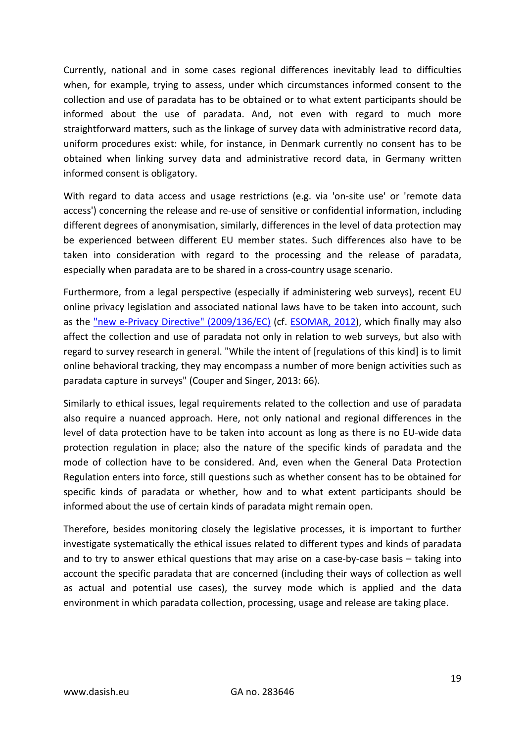Currently, national and in some cases regional differences inevitably lead to difficulties when, for example, trying to assess, under which circumstances informed consent to the collection and use of paradata has to be obtained or to what extent participants should be informed about the use of paradata. And, not even with regard to much more straightforward matters, such as the linkage of survey data with administrative record data, uniform procedures exist: while, for instance, in Denmark currently no consent has to be obtained when linking survey data and administrative record data, in Germany written informed consent is obligatory.

With regard to data access and usage restrictions (e.g. via 'on-site use' or 'remote data access') concerning the release and re-use of sensitive or confidential information, including different degrees of anonymisation, similarly, differences in the level of data protection may be experienced between different EU member states. Such differences also have to be taken into consideration with regard to the processing and the release of paradata, especially when paradata are to be shared in a cross-country usage scenario.

Furthermore, from a legal perspective (especially if administering web surveys), recent EU online privacy legislation and associated national laws have to be taken into account, such as the "new e-Privacy Directive" (2009/136/EC) (cf. ESOMAR, 2012), which finally may also affect the collection and use of paradata not only in relation to web surveys, but also with regard to survey research in general. "While the intent of [regulations of this kind] is to limit online behavioral tracking, they may encompass a number of more benign activities such as paradata capture in surveys" (Couper and Singer, 2013: 66).

Similarly to ethical issues, legal requirements related to the collection and use of paradata also require a nuanced approach. Here, not only national and regional differences in the level of data protection have to be taken into account as long as there is no EU-wide data protection regulation in place; also the nature of the specific kinds of paradata and the mode of collection have to be considered. And, even when the General Data Protection Regulation enters into force, still questions such as whether consent has to be obtained for specific kinds of paradata or whether, how and to what extent participants should be informed about the use of certain kinds of paradata might remain open.

Therefore, besides monitoring closely the legislative processes, it is important to further investigate systematically the ethical issues related to different types and kinds of paradata and to try to answer ethical questions that may arise on a case-by-case basis – taking into account the specific paradata that are concerned (including their ways of collection as well as actual and potential use cases), the survey mode which is applied and the data environment in which paradata collection, processing, usage and release are taking place.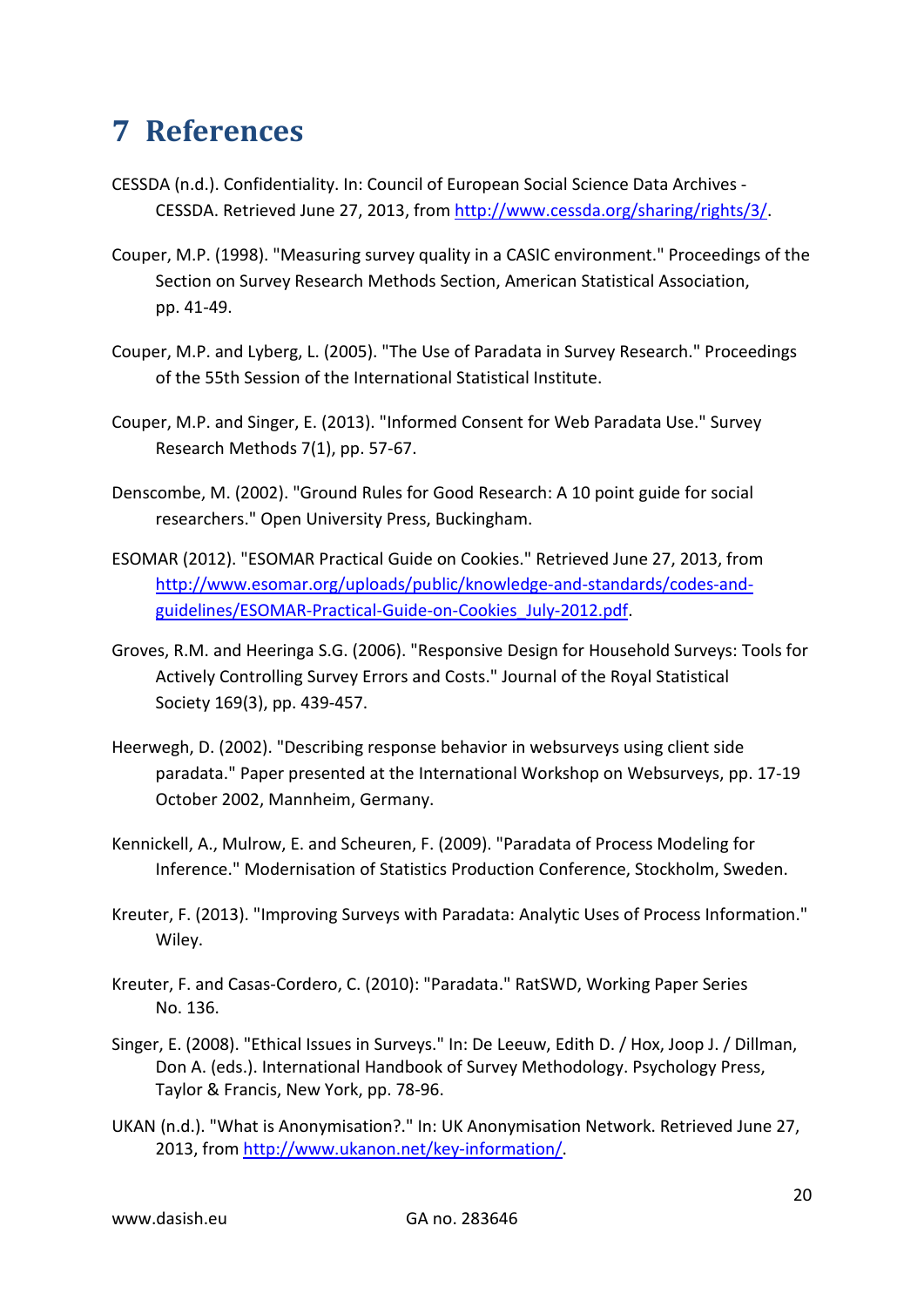# 7 References

CESSDA (n.d.). Confidentiality. In: Council of European Social Science Data Archives - CESSDA. Retrieved June 27, 2013, from http://www.cessda.org/sharing/rights/3/.

Couper, M.P. (1998). "Measuring survey quality in a CASIC environment." Proceedings of the Section on Survey Research Methods Section, American Statistical Association, pp. 41-49.

Couper, M.P. and Lyberg, L. (2005). "The Use of Paradata in Survey Research." Proceedings of the 55th Session of the International Statistical Institute.

Couper, M.P. and Singer, E. (2013). "Informed Consent for Web Paradata Use." Survey Research Methods 7(1), pp. 57-67.

Denscombe, M. (2002). "Ground Rules for Good Research: A 10 point guide for social researchers." Open University Press, Buckingham.

ESOMAR (2012). "ESOMAR Practical Guide on Cookies." Retrieved June 27, 2013, from http://www.esomar.org/uploads/public/knowledge-and-standards/codes-and-guidelines/ESOMAR-Practical-Guide-on-Cookies_July-2012.pdf.

Groves, R.M. and Heeringa S.G. (2006). "Responsive Design for Household Surveys: Tools for Actively Controlling Survey Errors and Costs." Journal of the Royal Statistical Society 169(3), pp. 439-457.

Heerwegh, D. (2002). "Describing response behavior in websurveys using client side paradata." Paper presented at the International Workshop on Websurveys, pp. 17-19 October 2002, Mannheim, Germany.

Kennickell, A., Mulrow, E. and Scheuren, F. (2009). "Paradata of Process Modeling for Inference." Modernisation of Statistics Production Conference, Stockholm, Sweden.

Kreuter, F. (2013). "Improving Surveys with Paradata: Analytic Uses of Process Information." Wiley.

Kreuter, F. and Casas-Cordero, C. (2010): "Paradata." RatSWD, Working Paper Series No. 136.

Singer, E. (2008). "Ethical Issues in Surveys." In: De Leeuw, Edith D. / Hox, Joop J. / Dillman, Don A. (eds.). International Handbook of Survey Methodology. Psychology Press, Taylor & Francis, New York, pp. 78-96.

UKAN (n.d.). "What is Anonymisation?." In: UK Anonymisation Network. Retrieved June 27, 2013, from http://www.ukanon.net/key-information/.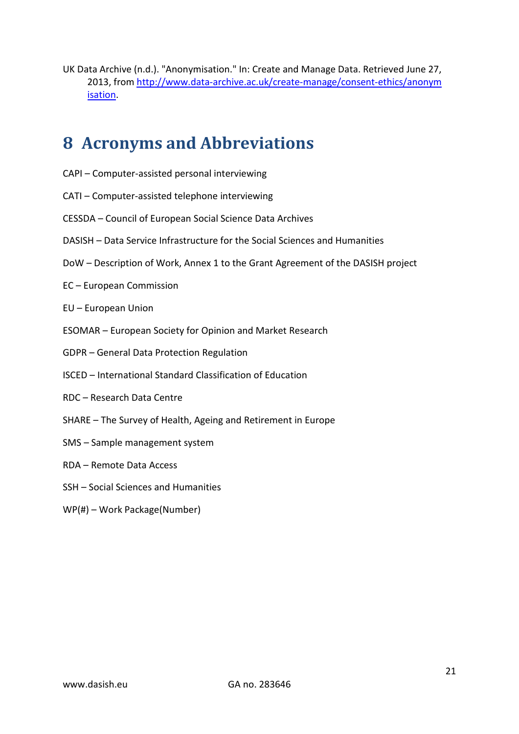UK Data Archive (n.d.). "Anonymisation." In: Create and Manage Data. Retrieved June 27, 2013, from http://www.data-archive.ac.uk/create-manage/consent-ethics/anonymisation.

# 8 Acronyms and Abbreviations

CAPI – Computer-assisted personal interviewing

CATI – Computer-assisted telephone interviewing

CESSDA – Council of European Social Science Data Archives

DASISH – Data Service Infrastructure for the Social Sciences and Humanities

DoW – Description of Work, Annex 1 to the Grant Agreement of the DASISH project

EC – European Commission

EU – European Union

ESOMAR – European Society for Opinion and Market Research

GDPR – General Data Protection Regulation

ISCED – International Standard Classification of Education

RDC – Research Data Centre

SHARE – The Survey of Health, Ageing and Retirement in Europe

SMS – Sample management system

RDA – Remote Data Access

SSH – Social Sciences and Humanities

WP(#) – Work Package(Number)